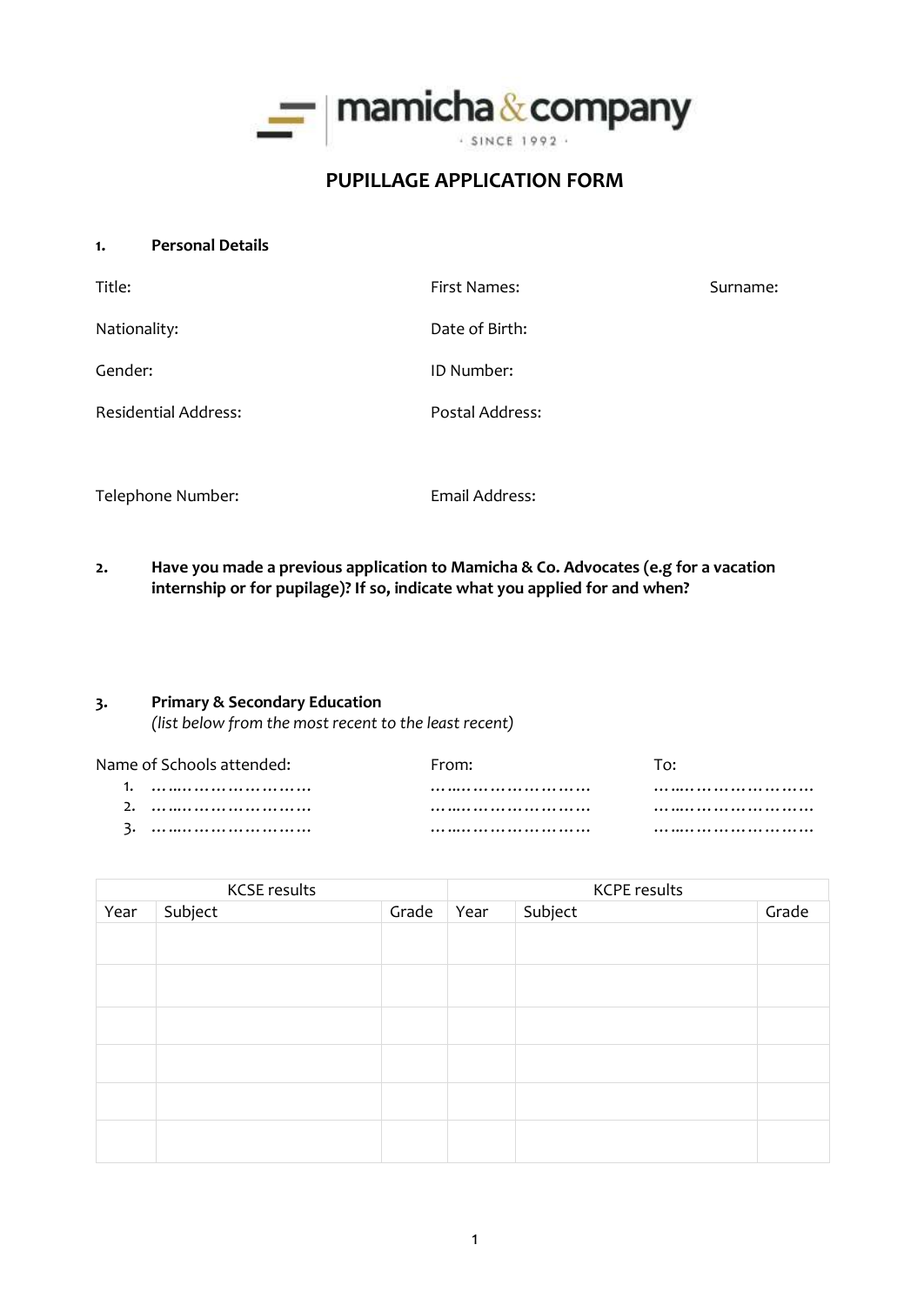mamicha & company

· SINCE 1992 ·

# PUPILLAGE APPLICATION FORM

**1. Personal Details**

| Title: | First Names: | Surname: |
|---|---|---|
| Nationality: | Date of Birth: | |
| Gender: | ID Number: | |
| Residential Address: | Postal Address: | |
| Telephone Number: | Email Address: | |

**2. Have you made a previous application to Mamicha & Co. Advocates (e.g for a vacation internship or for pupilage)? If so, indicate what you applied for and when?**

**3. Primary & Secondary Education**
*(list below from the most recent to the least recent)*

| Name of Schools attended: | From: | To: |
|---|---|---|
| 1. …….……………………… | …….……………………… | …….……………………… |
| 2. …….……………………… | …….……………………… | …….……………………… |
| 3. …….……………………… | …….……………………… | …….……………………… |

| KCSE results | | | KCPE results | | |
|---|---|---|---|---|---|
| Year | Subject | Grade | Year | Subject | Grade |
| | | | | | |
| | | | | | |
| | | | | | |
| | | | | | |
| | | | | | |
| | | | | | |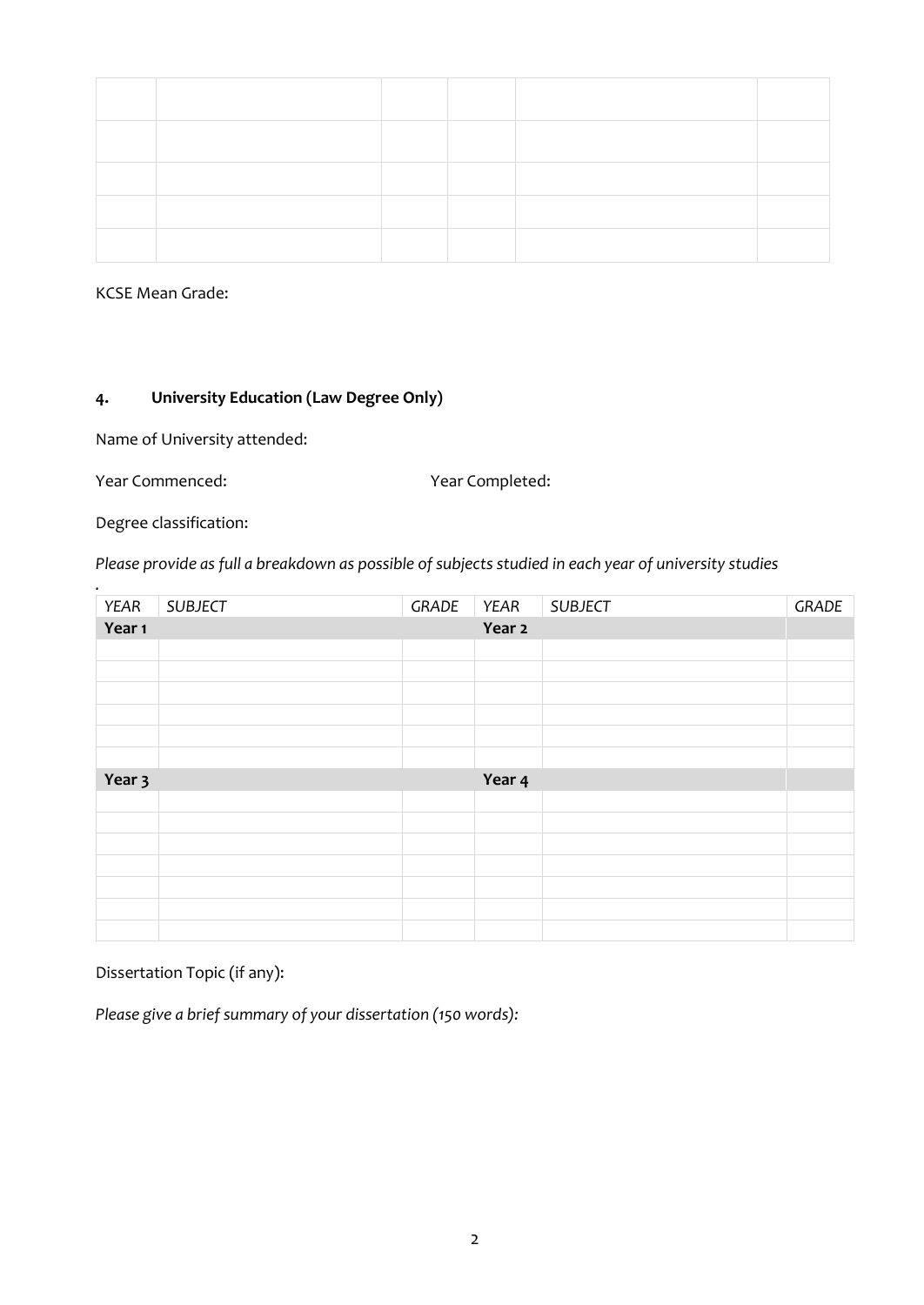| | | | | | |
|---|---|---|---|---|---|
| | | | | | |
| | | | | | |
| | | | | | |
| | | | | | |
| | | | | | |

KCSE Mean Grade:

## 4. University Education (Law Degree Only)

Name of University attended:

Year Commenced: Year Completed:

Degree classification:

*Please provide as full a breakdown as possible of subjects studied in each year of university studies*

| *YEAR* | *SUBJECT* | *GRADE* | *YEAR* | *SUBJECT* | *GRADE* |
|---|---|---|---|---|---|
| **Year 1** | | | **Year 2** | | |
| | | | | | |
| | | | | | |
| | | | | | |
| | | | | | |
| | | | | | |
| | | | | | |
| **Year 3** | | | **Year 4** | | |
| | | | | | |
| | | | | | |
| | | | | | |
| | | | | | |
| | | | | | |
| | | | | | |
| | | | | | |

Dissertation Topic (if any):

*Please give a brief summary of your dissertation (150 words):*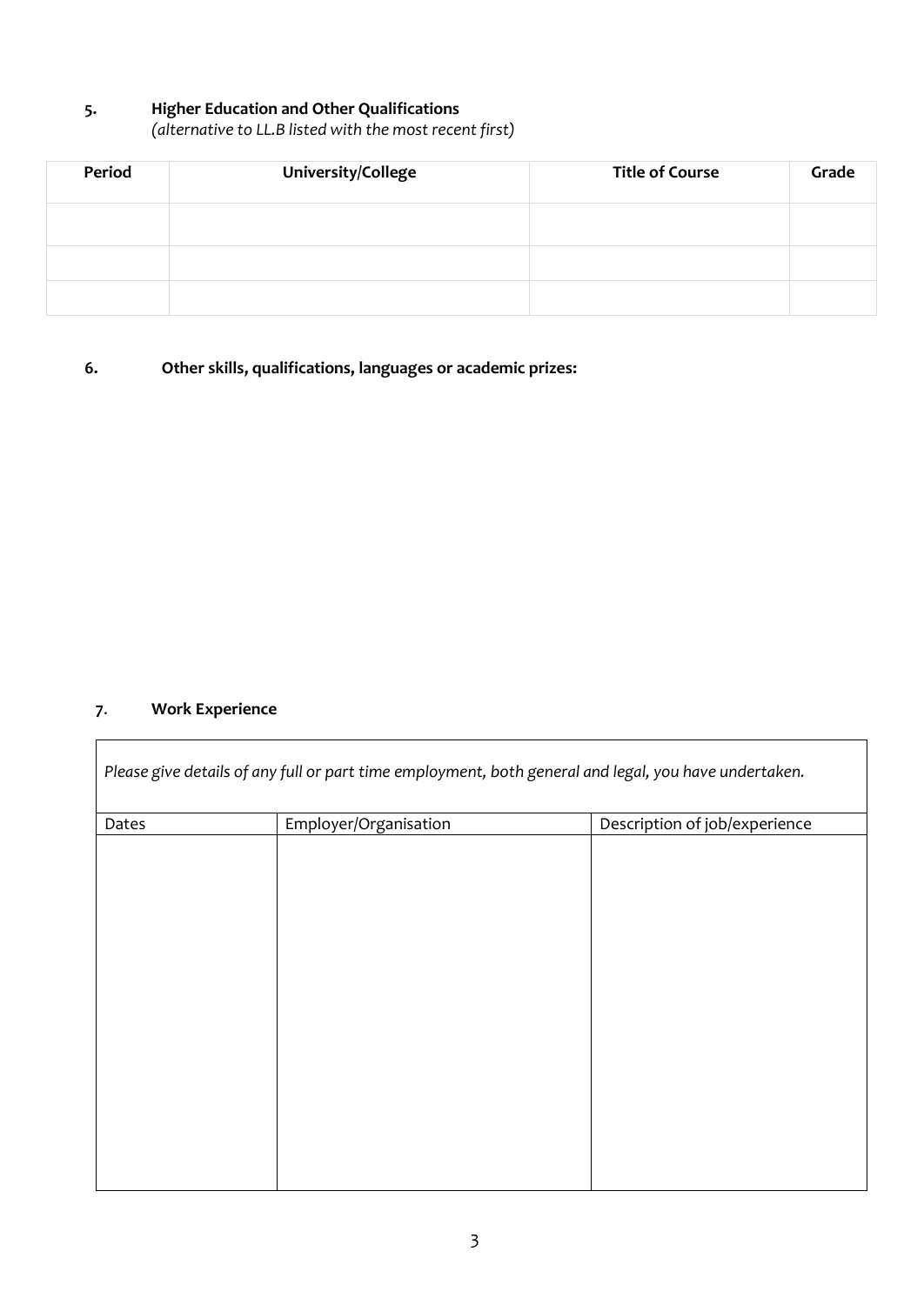## 5. Higher Education and Other Qualifications

*(alternative to LL.B listed with the most recent first)*

| Period | University/College | Title of Course | Grade |
|---|---|---|---|
| | | | |
| | | | |
| | | | |

## 6. Other skills, qualifications, languages or academic prizes:

## 7. Work Experience

*Please give details of any full or part time employment, both general and legal, you have undertaken.*

| Dates | Employer/Organisation | Description of job/experience |
|---|---|---|
| | | |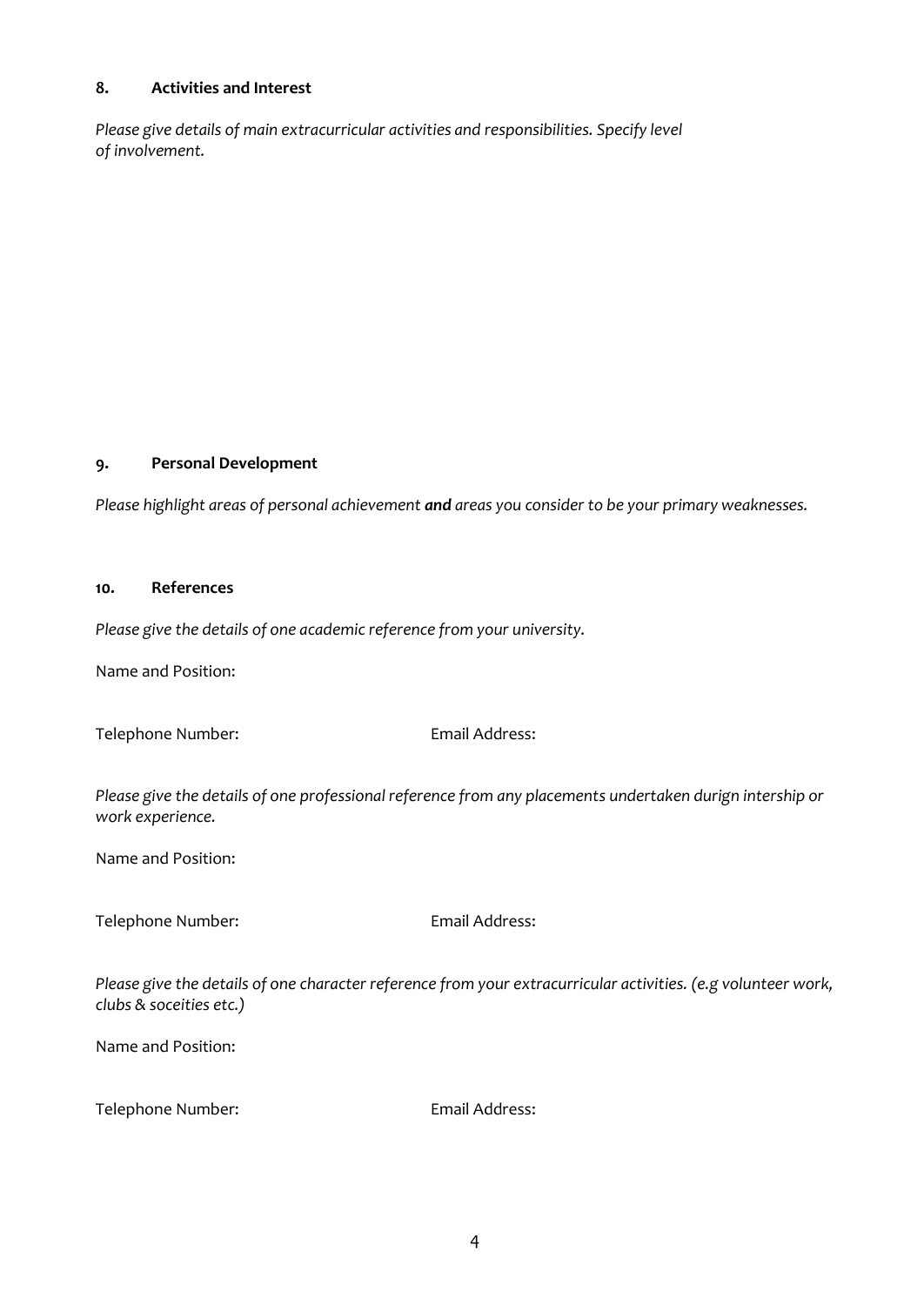## 8. Activities and Interest

*Please give details of main extracurricular activities and responsibilities. Specify level of involvement.*

## 9. Personal Development

*Please highlight areas of personal achievement* ***and*** *areas you consider to be your primary weaknesses.*

## 10. References

*Please give the details of one academic reference from your university.*

Name and Position:

Telephone Number: Email Address:

*Please give the details of one professional reference from any placements undertaken durign intership or work experience.*

Name and Position:

Telephone Number: Email Address:

*Please give the details of one character reference from your extracurricular activities. (e.g volunteer work, clubs & soceities etc.)*

Name and Position:

Telephone Number: Email Address: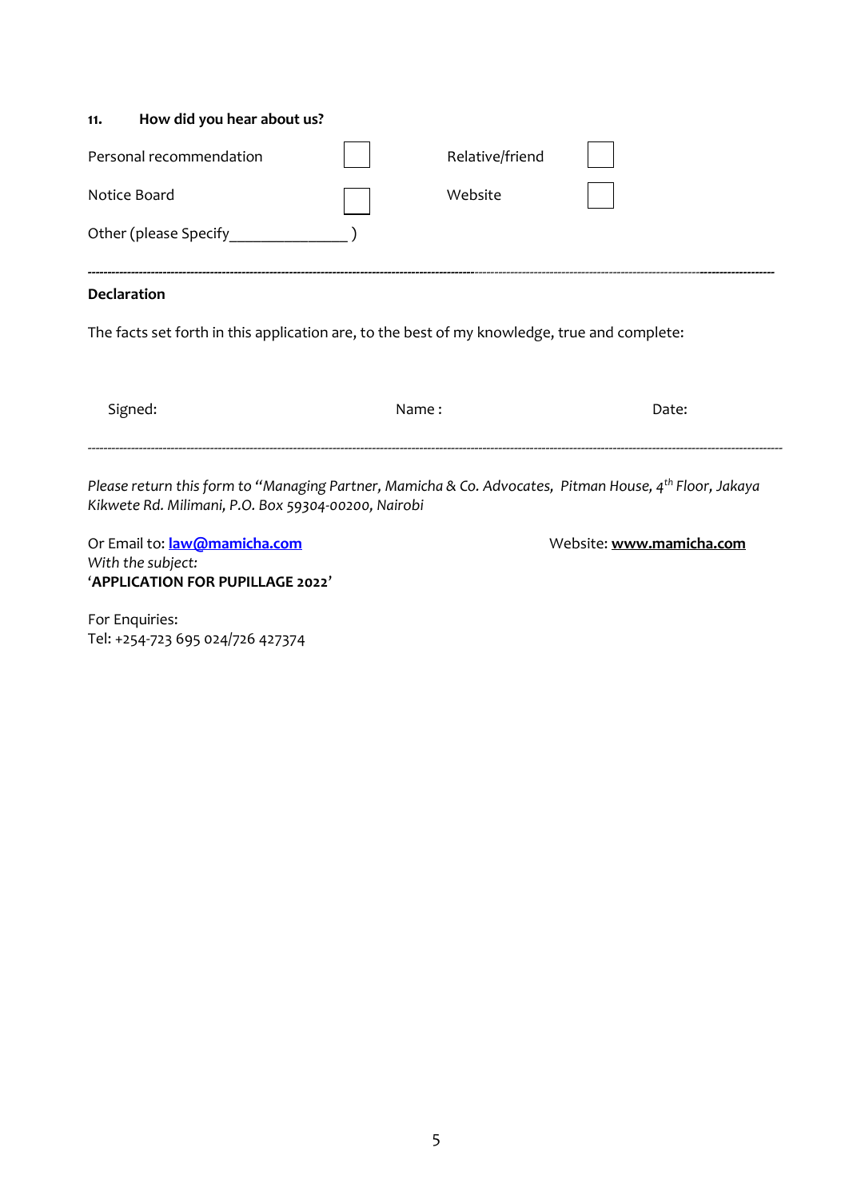### 11. How did you hear about us?

| | | | |
|---|---|---|---|
| Personal recommendation | ☐ | Relative/friend | ☐ |
| Notice Board | ☐ | Website | ☐ |

Other (please Specify_______________ )

---

**Declaration**

The facts set forth in this application are, to the best of my knowledge, true and complete:

Signed: Name : Date:

---

*Please return this form to "Managing Partner, Mamicha & Co. Advocates, Pitman House, 4th Floor, Jakaya Kikwete Rd. Milimani, P.O. Box 59304-00200, Nairobi*

Or Email to: **law@mamicha.com**
*With the subject:*
'**APPLICATION FOR PUPILLAGE 2022**'

Website: **www.mamicha.com**

For Enquiries:
Tel: +254-723 695 024/726 427374